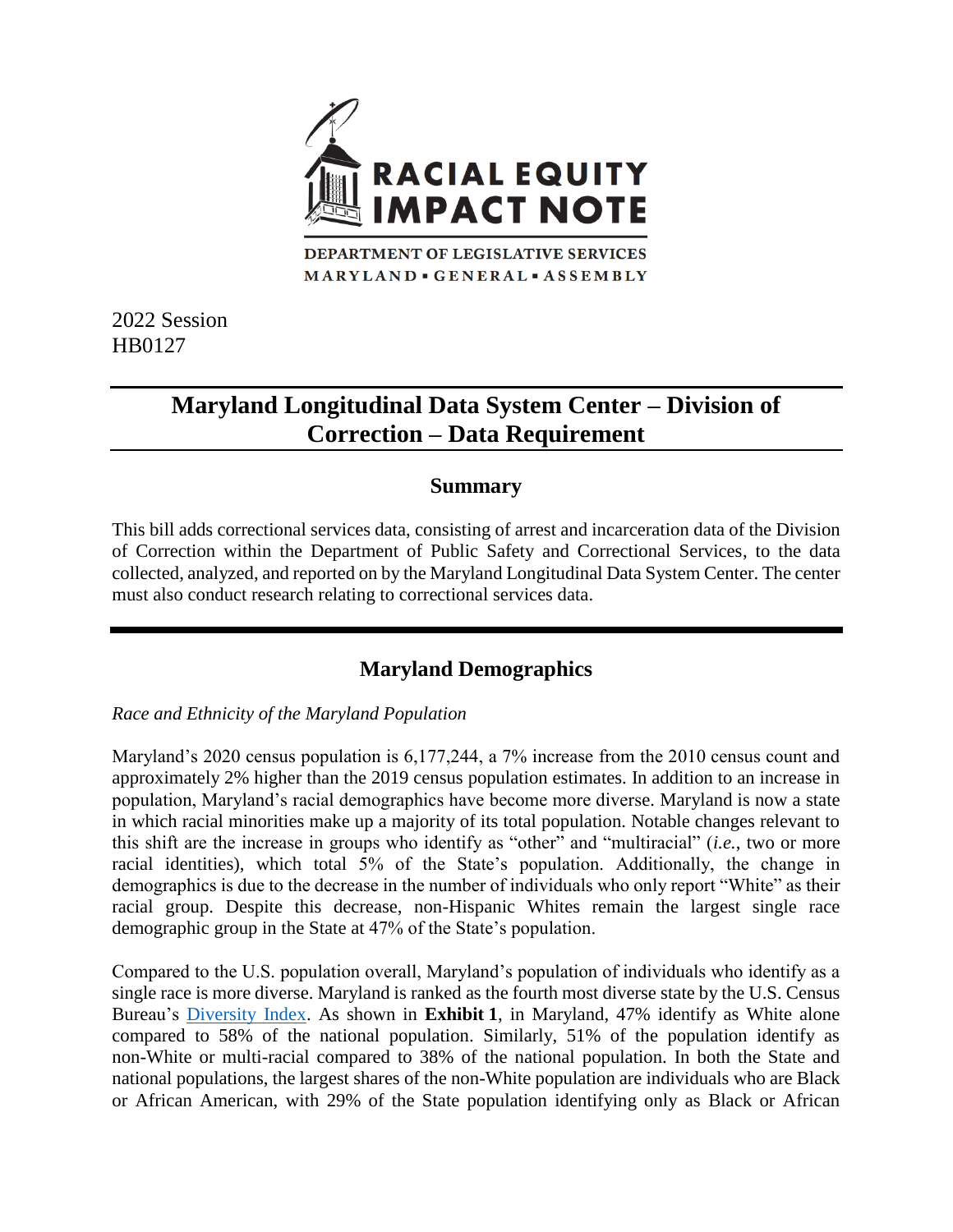RACIAL EQUITY IMPACT NOTE

DEPARTMENT OF LEGISLATIVE SERVICES
MARYLAND ▪ GENERAL ▪ ASSEMBLY

2022 Session
HB0127

# Maryland Longitudinal Data System Center – Division of Correction – Data Requirement

## Summary

This bill adds correctional services data, consisting of arrest and incarceration data of the Division of Correction within the Department of Public Safety and Correctional Services, to the data collected, analyzed, and reported on by the Maryland Longitudinal Data System Center. The center must also conduct research relating to correctional services data.

## Maryland Demographics

*Race and Ethnicity of the Maryland Population*

Maryland's 2020 census population is 6,177,244, a 7% increase from the 2010 census count and approximately 2% higher than the 2019 census population estimates. In addition to an increase in population, Maryland's racial demographics have become more diverse. Maryland is now a state in which racial minorities make up a majority of its total population. Notable changes relevant to this shift are the increase in groups who identify as "other" and "multiracial" (*i.e.*, two or more racial identities), which total 5% of the State's population. Additionally, the change in demographics is due to the decrease in the number of individuals who only report "White" as their racial group. Despite this decrease, non-Hispanic Whites remain the largest single race demographic group in the State at 47% of the State's population.

Compared to the U.S. population overall, Maryland's population of individuals who identify as a single race is more diverse. Maryland is ranked as the fourth most diverse state by the U.S. Census Bureau's [Diversity Index]. As shown in **Exhibit 1**, in Maryland, 47% identify as White alone compared to 58% of the national population. Similarly, 51% of the population identify as non-White or multi-racial compared to 38% of the national population. In both the State and national populations, the largest shares of the non-White population are individuals who are Black or African American, with 29% of the State population identifying only as Black or African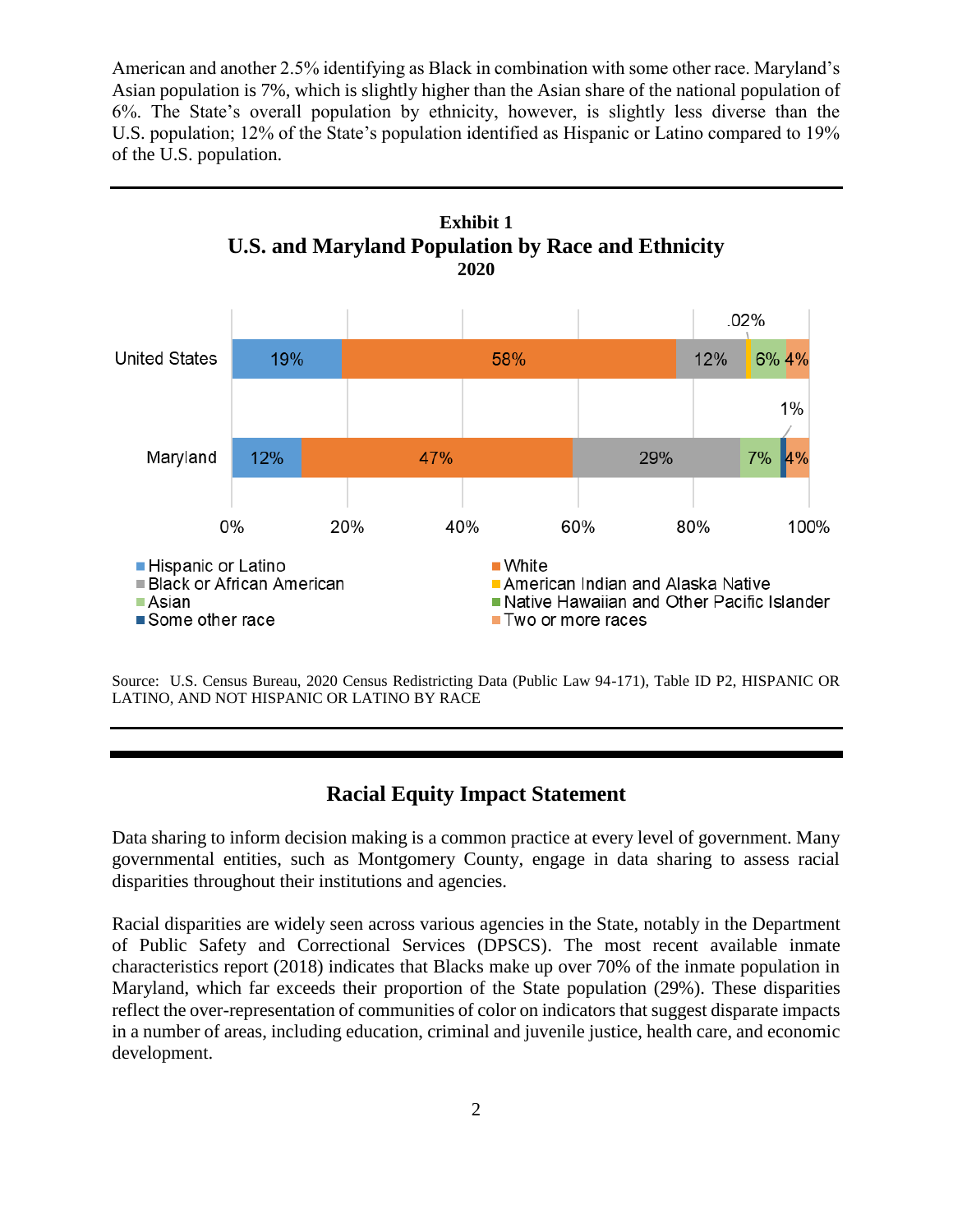American and another 2.5% identifying as Black in combination with some other race. Maryland's Asian population is 7%, which is slightly higher than the Asian share of the national population of 6%. The State's overall population by ethnicity, however, is slightly less diverse than the U.S. population; 12% of the State's population identified as Hispanic or Latino compared to 19% of the U.S. population.

**Exhibit 1**
**U.S. and Maryland Population by Race and Ethnicity**
**2020**

| | Hispanic or Latino | White | Black or African American | American Indian and Alaska Native | Asian | Native Hawaiian and Other Pacific Islander | Some other race | Two or more races |
|---|---|---|---|---|---|---|---|---|
| United States | 19% | 58% | 12% | .02% | 6% | | | 4% |
| Maryland | 12% | 47% | 29% | | 7% | | 1% | 4% |

Source: U.S. Census Bureau, 2020 Census Redistricting Data (Public Law 94-171), Table ID P2, HISPANIC OR LATINO, AND NOT HISPANIC OR LATINO BY RACE

## Racial Equity Impact Statement

Data sharing to inform decision making is a common practice at every level of government. Many governmental entities, such as Montgomery County, engage in data sharing to assess racial disparities throughout their institutions and agencies.

Racial disparities are widely seen across various agencies in the State, notably in the Department of Public Safety and Correctional Services (DPSCS). The most recent available inmate characteristics report (2018) indicates that Blacks make up over 70% of the inmate population in Maryland, which far exceeds their proportion of the State population (29%). These disparities reflect the over-representation of communities of color on indicators that suggest disparate impacts in a number of areas, including education, criminal and juvenile justice, health care, and economic development.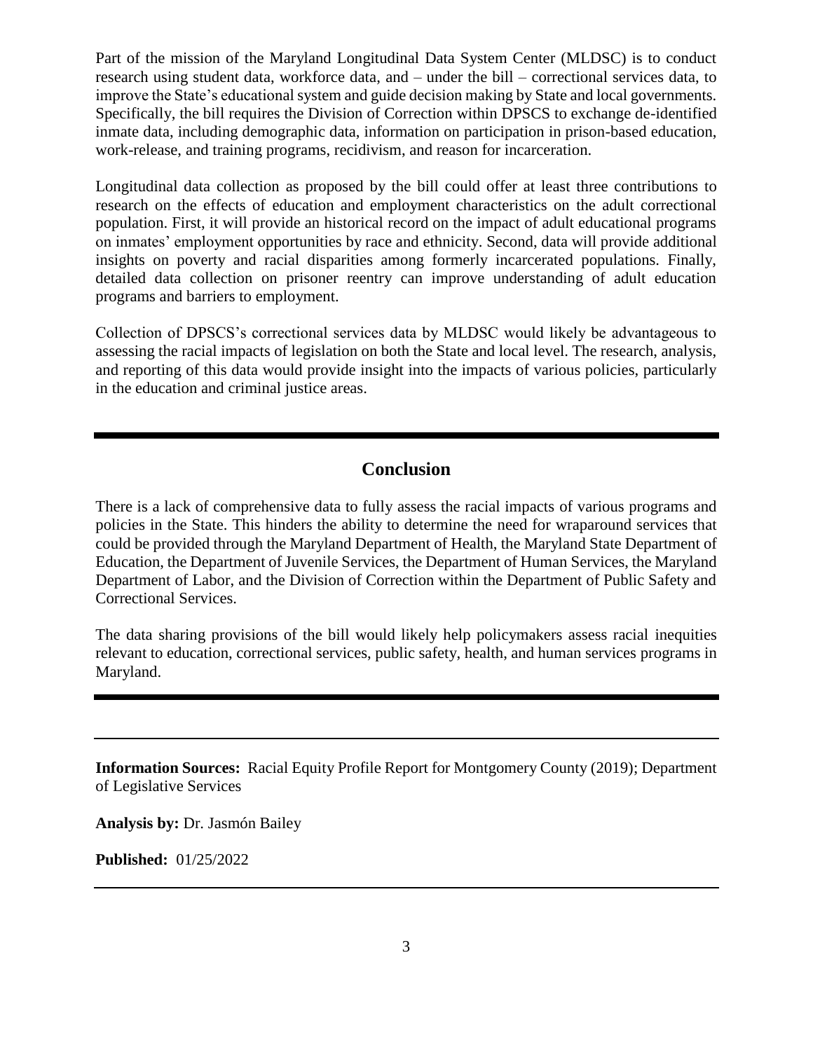Part of the mission of the Maryland Longitudinal Data System Center (MLDSC) is to conduct research using student data, workforce data, and – under the bill – correctional services data, to improve the State's educational system and guide decision making by State and local governments. Specifically, the bill requires the Division of Correction within DPSCS to exchange de-identified inmate data, including demographic data, information on participation in prison-based education, work-release, and training programs, recidivism, and reason for incarceration.

Longitudinal data collection as proposed by the bill could offer at least three contributions to research on the effects of education and employment characteristics on the adult correctional population. First, it will provide an historical record on the impact of adult educational programs on inmates' employment opportunities by race and ethnicity. Second, data will provide additional insights on poverty and racial disparities among formerly incarcerated populations. Finally, detailed data collection on prisoner reentry can improve understanding of adult education programs and barriers to employment.

Collection of DPSCS's correctional services data by MLDSC would likely be advantageous to assessing the racial impacts of legislation on both the State and local level. The research, analysis, and reporting of this data would provide insight into the impacts of various policies, particularly in the education and criminal justice areas.

## Conclusion

There is a lack of comprehensive data to fully assess the racial impacts of various programs and policies in the State. This hinders the ability to determine the need for wraparound services that could be provided through the Maryland Department of Health, the Maryland State Department of Education, the Department of Juvenile Services, the Department of Human Services, the Maryland Department of Labor, and the Division of Correction within the Department of Public Safety and Correctional Services.

The data sharing provisions of the bill would likely help policymakers assess racial inequities relevant to education, correctional services, public safety, health, and human services programs in Maryland.

**Information Sources:** Racial Equity Profile Report for Montgomery County (2019); Department of Legislative Services

**Analysis by:** Dr. Jasmón Bailey

**Published:** 01/25/2022